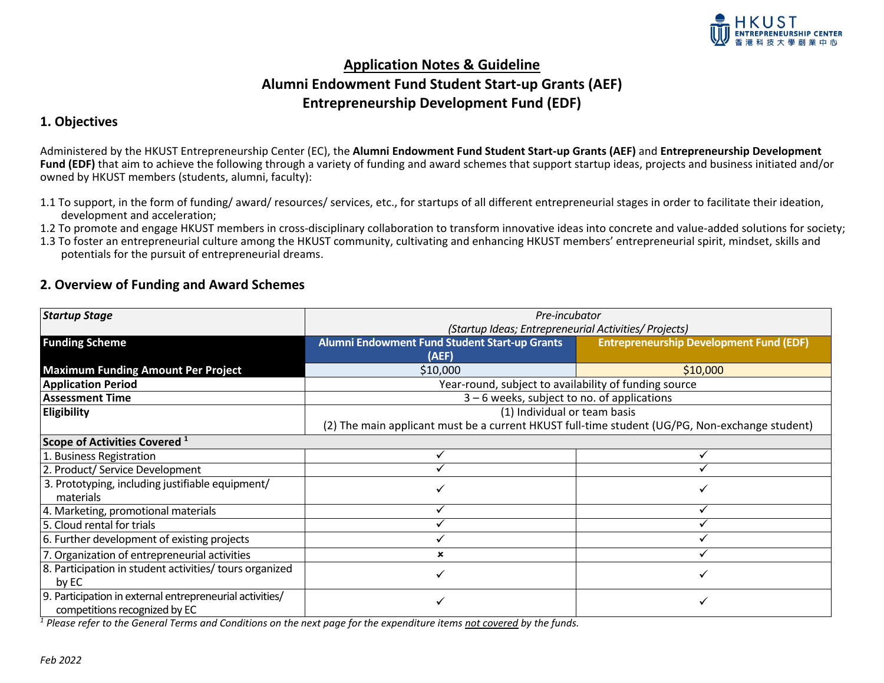# Application Notes & Guideline

## Alumni Endowment Fund Student Start-up Grants (AEF)

## Entrepreneurship Development Fund (EDF)

## 1. Objectives

Administered by the HKUST Entrepreneurship Center (EC), the **Alumni Endowment Fund Student Start-up Grants (AEF)** and **Entrepreneurship Development Fund (EDF)** that aim to achieve the following through a variety of funding and award schemes that support startup ideas, projects and business initiated and/or owned by HKUST members (students, alumni, faculty):

1.1 To support, in the form of funding/ award/ resources/ services, etc., for startups of all different entrepreneurial stages in order to facilitate their ideation, development and acceleration;

1.2 To promote and engage HKUST members in cross-disciplinary collaboration to transform innovative ideas into concrete and value-added solutions for society;

1.3 To foster an entrepreneurial culture among the HKUST community, cultivating and enhancing HKUST members' entrepreneurial spirit, mindset, skills and potentials for the pursuit of entrepreneurial dreams.

## 2. Overview of Funding and Award Schemes

| ***Startup Stage*** | *Pre-incubator (Startup Ideas; Entrepreneurial Activities/ Projects)* | |
|---|---|---|
| **Funding Scheme** | **Alumni Endowment Fund Student Start-up Grants (AEF)** | **Entrepreneurship Development Fund (EDF)** |
| **Maximum Funding Amount Per Project** | $10,000 | $10,000 |
| **Application Period** | Year-round, subject to availability of funding source | |
| **Assessment Time** | 3 – 6 weeks, subject to no. of applications | |
| **Eligibility** | (1) Individual or team basis<br>(2) The main applicant must be a current HKUST full-time student (UG/PG, Non-exchange student) | |
| **Scope of Activities Covered [1]** | | |
| 1. Business Registration | ✓ | ✓ |
| 2. Product/ Service Development | ✓ | ✓ |
| 3. Prototyping, including justifiable equipment/ materials | ✓ | ✓ |
| 4. Marketing, promotional materials | ✓ | ✓ |
| 5. Cloud rental for trials | ✓ | ✓ |
| 6. Further development of existing projects | ✓ | ✓ |
| 7. Organization of entrepreneurial activities | ✗ | ✓ |
| 8. Participation in student activities/ tours organized by EC | ✓ | ✓ |
| 9. Participation in external entrepreneurial activities/ competitions recognized by EC | ✓ | ✓ |

*[1] Please refer to the General Terms and Conditions on the next page for the expenditure items not covered by the funds.*

*Feb 2022*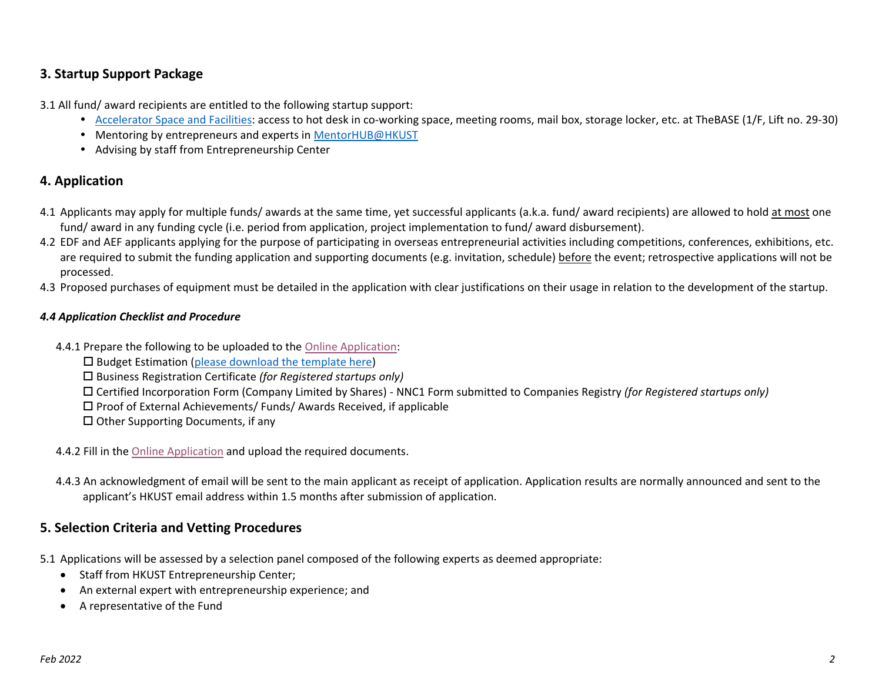## 3. Startup Support Package

3.1 All fund/ award recipients are entitled to the following startup support:

- [Accelerator Space and Facilities](): access to hot desk in co-working space, meeting rooms, mail box, storage locker, etc. at TheBASE (1/F, Lift no. 29-30)
- Mentoring by entrepreneurs and experts in [MentorHUB@HKUST]()
- Advising by staff from Entrepreneurship Center

## 4. Application

4.1 Applicants may apply for multiple funds/ awards at the same time, yet successful applicants (a.k.a. fund/ award recipients) are allowed to hold <u>at most</u> one fund/ award in any funding cycle (i.e. period from application, project implementation to fund/ award disbursement).

4.2 EDF and AEF applicants applying for the purpose of participating in overseas entrepreneurial activities including competitions, conferences, exhibitions, etc. are required to submit the funding application and supporting documents (e.g. invitation, schedule) <u>before</u> the event; retrospective applications will not be processed.

4.3 Proposed purchases of equipment must be detailed in the application with clear justifications on their usage in relation to the development of the startup.

### *4.4 Application Checklist and Procedure*

4.4.1 Prepare the following to be uploaded to the [Online Application]():

- ☐ Budget Estimation ([please download the template here]())
- ☐ Business Registration Certificate *(for Registered startups only)*
- ☐ Certified Incorporation Form (Company Limited by Shares) - NNC1 Form submitted to Companies Registry *(for Registered startups only)*
- ☐ Proof of External Achievements/ Funds/ Awards Received, if applicable
- ☐ Other Supporting Documents, if any

4.4.2 Fill in the [Online Application]() and upload the required documents.

4.4.3 An acknowledgment of email will be sent to the main applicant as receipt of application. Application results are normally announced and sent to the applicant's HKUST email address within 1.5 months after submission of application.

## 5. Selection Criteria and Vetting Procedures

5.1 Applications will be assessed by a selection panel composed of the following experts as deemed appropriate:

- Staff from HKUST Entrepreneurship Center;
- An external expert with entrepreneurship experience; and
- A representative of the Fund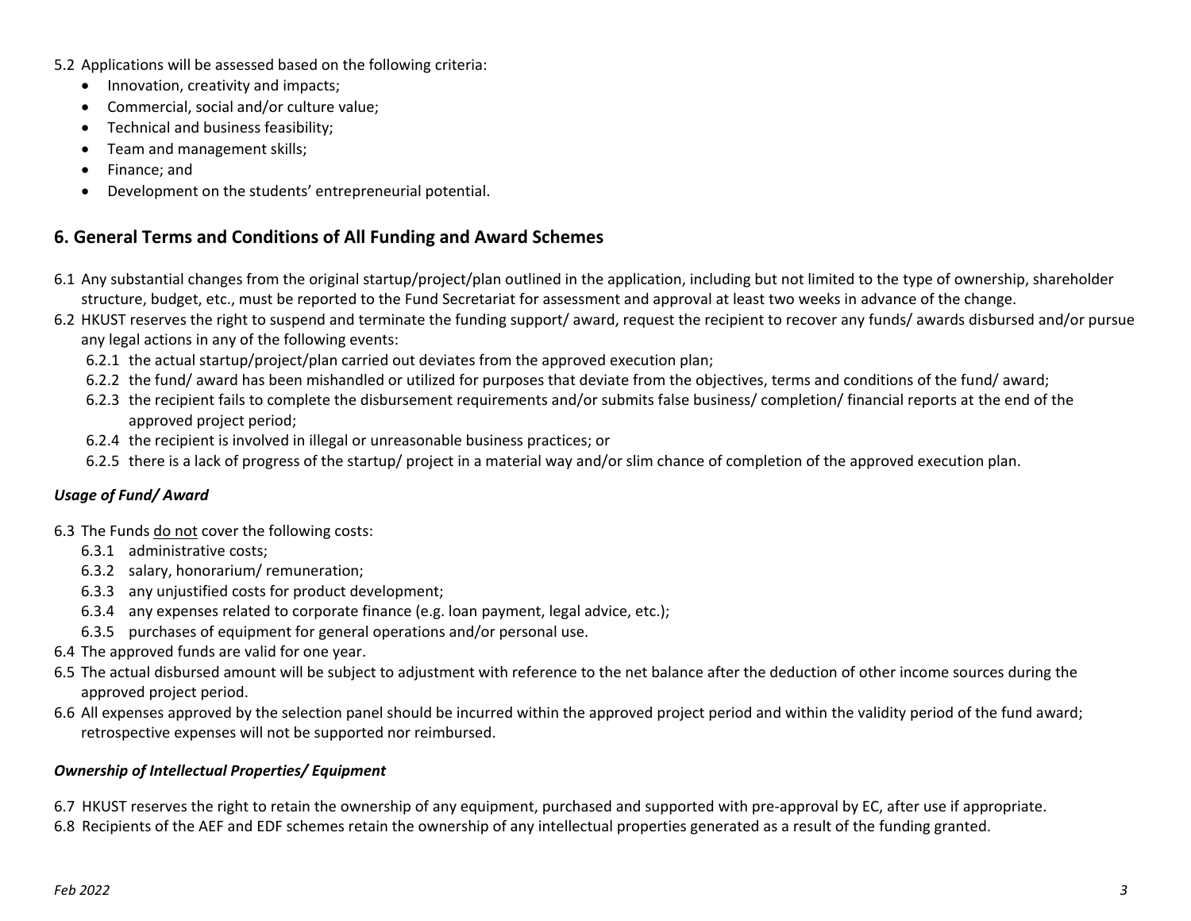5.2 Applications will be assessed based on the following criteria:

- Innovation, creativity and impacts;
- Commercial, social and/or culture value;
- Technical and business feasibility;
- Team and management skills;
- Finance; and
- Development on the students' entrepreneurial potential.

## 6. General Terms and Conditions of All Funding and Award Schemes

6.1 Any substantial changes from the original startup/project/plan outlined in the application, including but not limited to the type of ownership, shareholder structure, budget, etc., must be reported to the Fund Secretariat for assessment and approval at least two weeks in advance of the change.

6.2 HKUST reserves the right to suspend and terminate the funding support/ award, request the recipient to recover any funds/ awards disbursed and/or pursue any legal actions in any of the following events:

6.2.1 the actual startup/project/plan carried out deviates from the approved execution plan;

6.2.2 the fund/ award has been mishandled or utilized for purposes that deviate from the objectives, terms and conditions of the fund/ award;

6.2.3 the recipient fails to complete the disbursement requirements and/or submits false business/ completion/ financial reports at the end of the approved project period;

6.2.4 the recipient is involved in illegal or unreasonable business practices; or

6.2.5 there is a lack of progress of the startup/ project in a material way and/or slim chance of completion of the approved execution plan.

### *Usage of Fund/ Award*

6.3 The Funds <u>do not</u> cover the following costs:

6.3.1 administrative costs;

6.3.2 salary, honorarium/ remuneration;

6.3.3 any unjustified costs for product development;

6.3.4 any expenses related to corporate finance (e.g. loan payment, legal advice, etc.);

6.3.5 purchases of equipment for general operations and/or personal use.

6.4 The approved funds are valid for one year.

6.5 The actual disbursed amount will be subject to adjustment with reference to the net balance after the deduction of other income sources during the approved project period.

6.6 All expenses approved by the selection panel should be incurred within the approved project period and within the validity period of the fund award; retrospective expenses will not be supported nor reimbursed.

### *Ownership of Intellectual Properties/ Equipment*

6.7 HKUST reserves the right to retain the ownership of any equipment, purchased and supported with pre-approval by EC, after use if appropriate.

6.8 Recipients of the AEF and EDF schemes retain the ownership of any intellectual properties generated as a result of the funding granted.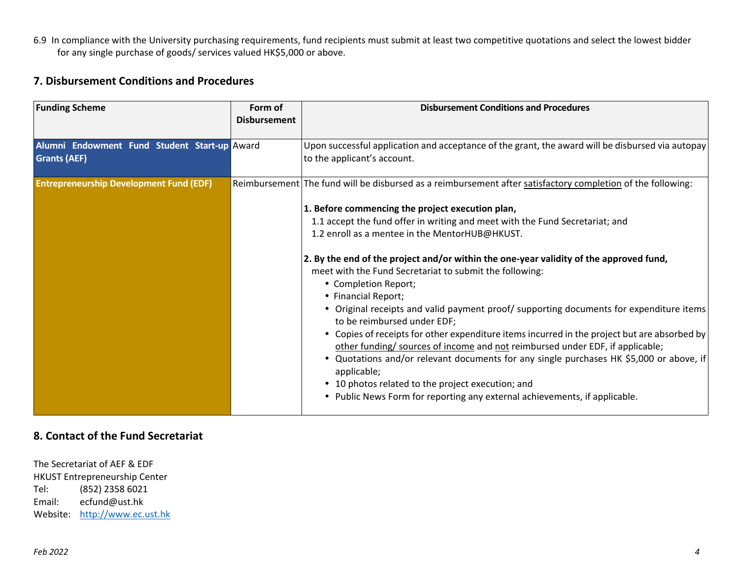6.9 In compliance with the University purchasing requirements, fund recipients must submit at least two competitive quotations and select the lowest bidder for any single purchase of goods/ services valued HK$5,000 or above.

## 7. Disbursement Conditions and Procedures

| Funding Scheme | Form of Disbursement | Disbursement Conditions and Procedures |
|---|---|---|
| **Alumni Endowment Fund Student Start-up Grants (AEF)** | Award | Upon successful application and acceptance of the grant, the award will be disbursed via autopay to the applicant's account. |
| **Entrepreneurship Development Fund (EDF)** | Reimbursement | The fund will be disbursed as a reimbursement after <u>satisfactory completion</u> of the following:<br><br>**1. Before commencing the project execution plan,**<br>1.1 accept the fund offer in writing and meet with the Fund Secretariat; and<br>1.2 enroll as a mentee in the MentorHUB@HKUST.<br><br>**2. By the end of the project and/or within the one-year validity of the approved fund,**<br>meet with the Fund Secretariat to submit the following:<br>• Completion Report;<br>• Financial Report;<br>• Original receipts and valid payment proof/ supporting documents for expenditure items to be reimbursed under EDF;<br>• Copies of receipts for other expenditure items incurred in the project but are absorbed by <u>other funding/ sources of income</u> and <u>not</u> reimbursed under EDF, if applicable;<br>• Quotations and/or relevant documents for any single purchases HK $5,000 or above, if applicable;<br>• 10 photos related to the project execution; and<br>• Public News Form for reporting any external achievements, if applicable. |

## 8. Contact of the Fund Secretariat

The Secretariat of AEF & EDF
HKUST Entrepreneurship Center
Tel: (852) 2358 6021
Email: ecfund@ust.hk
Website: [http://www.ec.ust.hk](http://www.ec.ust.hk)

*Feb 2022*